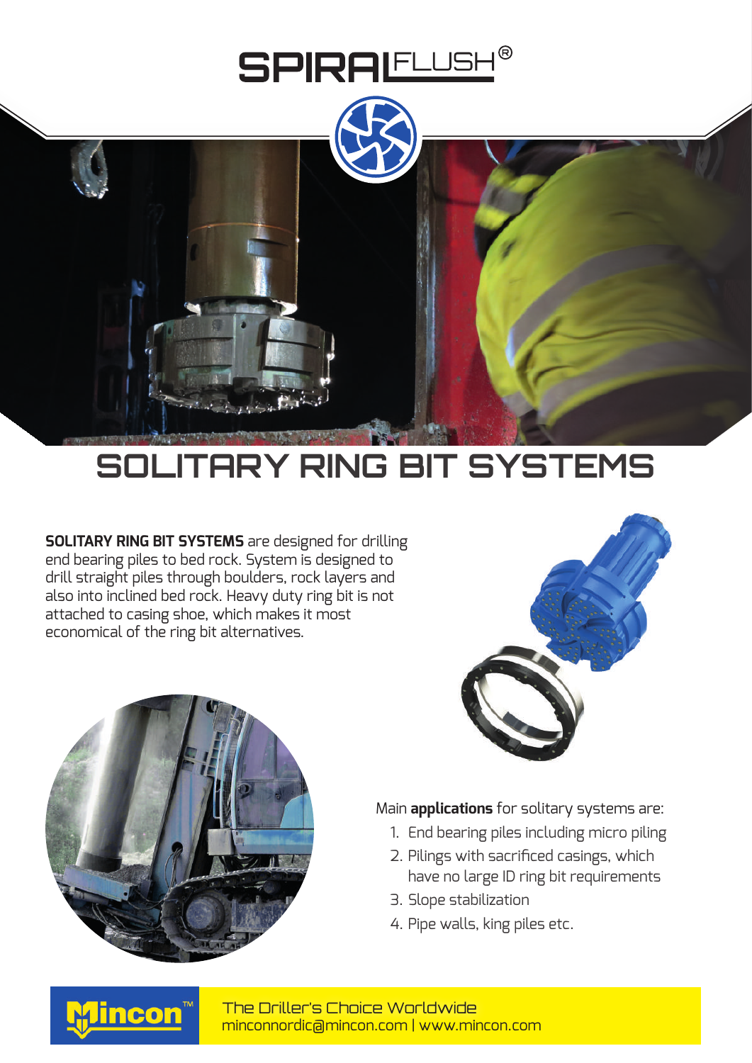# SPIRALFLUSH®

# SOLITARY RING BIT SYSTEMS

**SOLITARY RING BIT SYSTEMS** are designed for drilling end bearing piles to bed rock. System is designed to drill straight piles through boulders, rock layers and also into inclined bed rock. Heavy duty ring bit is not attached to casing shoe, which makes it most economical of the ring bit alternatives.

Main **applications** for solitary systems are:

1. End bearing piles including micro piling
2. Pilings with sacrificed casings, which have no large ID ring bit requirements
3. Slope stabilization
4. Pipe walls, king piles etc.

Mincon™

The Driller's Choice Worldwide
minconnordic@mincon.com | www.mincon.com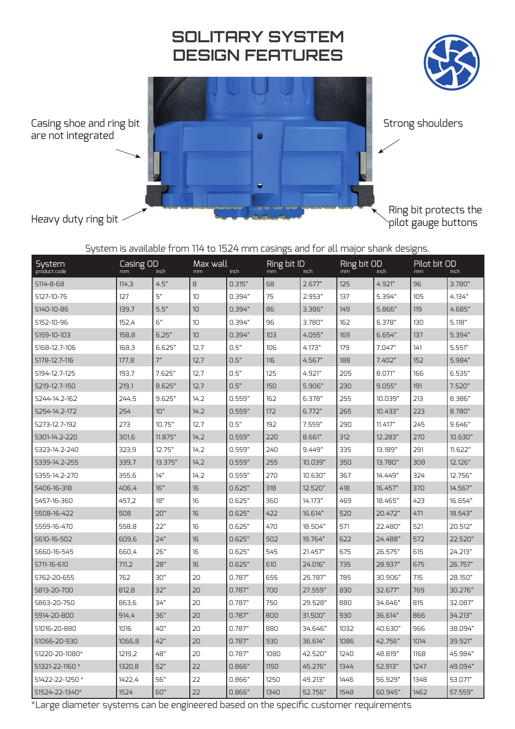# SOLITARY SYSTEM DESIGN FEATURES

Casing shoe and ring bit are not integrated

Strong shoulders

Heavy duty ring bit

Ring bit protects the pilot gauge buttons

System is available from 114 to 1524 mm casings and for all major shank designs.

| System product code | Casing OD mm | Casing OD inch | Max wall mm | Max wall inch | Ring bit ID mm | Ring bit ID inch | Ring bit OD mm | Ring bit OD inch | Pilot bit OD mm | Pilot bit OD inch |
|---|---|---|---|---|---|---|---|---|---|---|
| S114-8-68 | 114,3 | 4.5" | 8 | 0.315" | 68 | 2.677" | 125 | 4.921" | 96 | 3.780" |
| S127-10-75 | 127 | 5" | 10 | 0.394" | 75 | 2.953" | 137 | 5.394" | 105 | 4.134" |
| S140-10-86 | 139,7 | 5.5" | 10 | 0.394" | 86 | 3.386" | 149 | 5.866" | 119 | 4.685" |
| S152-10-96 | 152,4 | 6" | 10 | 0.394" | 96 | 3.780" | 162 | 6.378" | 130 | 5.118" |
| S159-10-103 | 158,8 | 6,25" | 10 | 0.394" | 103 | 4.055" | 169 | 6.654" | 137 | 5.394" |
| S168-12.7-106 | 168,3 | 6.625" | 12,7 | 0.5" | 106 | 4.173" | 179 | 7.047" | 141 | 5.551" |
| S178-12.7-116 | 177,8 | 7" | 12,7 | 0.5" | 116 | 4.567" | 188 | 7.402" | 152 | 5.984" |
| S194-12.7-125 | 193,7 | 7.625" | 12,7 | 0.5" | 125 | 4.921" | 205 | 8.071" | 166 | 6.535" |
| S219-12.7-150 | 219,1 | 8.625" | 12,7 | 0.5" | 150 | 5.906" | 230 | 9.055" | 191 | 7.520" |
| S244-14.2-162 | 244,5 | 9.625" | 14.2 | 0.559" | 162 | 6.378" | 255 | 10.039" | 213 | 8.386" |
| S254-14.2-172 | 254 | 10" | 14.2 | 0.559" | 172 | 6.772" | 265 | 10.433" | 223 | 8.780" |
| S273-12.7-192 | 273 | 10.75" | 12,7 | 0.5" | 192 | 7.559" | 290 | 11.417" | 245 | 9.646" |
| S301-14.2-220 | 301,6 | 11.875" | 14,2 | 0.559" | 220 | 8.661" | 312 | 12.283" | 270 | 10.630" |
| S323-14.2-240 | 323,9 | 12.75" | 14,2 | 0.559" | 240 | 9.449" | 335 | 13.189" | 291 | 11.622" |
| S339-14.2-255 | 339,7 | 13.375" | 14,2 | 0.559" | 255 | 10.039" | 350 | 13.780" | 308 | 12.126" |
| S355-14.2-270 | 355,6 | 14" | 14.2 | 0.559" | 270 | 10.630" | 367 | 14.449" | 324 | 12.756" |
| S406-16-318 | 406,4 | 16" | 16 | 0.625" | 318 | 12.520" | 418 | 16.457" | 370 | 14.567" |
| S457-16-360 | 457,2 | 18" | 16 | 0.625" | 360 | 14.173" | 469 | 18.465" | 423 | 16.654" |
| S508-16-422 | 508 | 20" | 16 | 0.625" | 422 | 16.614" | 520 | 20.472" | 471 | 18.543" |
| S559-16-470 | 558,8 | 22" | 16 | 0.625" | 470 | 18.504" | 571 | 22.480" | 521 | 20.512" |
| S610-16-502 | 609,6 | 24" | 16 | 0.625" | 502 | 19.764" | 622 | 24.488" | 572 | 22.520" |
| S660-16-545 | 660,4 | 26" | 16 | 0.625" | 545 | 21.457" | 675 | 26.575" | 615 | 24.213" |
| S711-16-610 | 711,2 | 28" | 16 | 0.625" | 610 | 24.016" | 735 | 28.937" | 675 | 26.757" |
| S762-20-655 | 762 | 30" | 20 | 0.787" | 655 | 25.787" | 785 | 30.906" | 715 | 28.150" |
| S813-20-700 | 812,8 | 32" | 20 | 0.787" | 700 | 27.559" | 830 | 32.677" | 769 | 30.276" |
| S863-20-750 | 863,6 | 34" | 20 | 0.787" | 750 | 29.528" | 880 | 34.646" | 815 | 32.087" |
| S914-20-800 | 914,4 | 36" | 20 | 0.787" | 800 | 31.500" | 930 | 36.614" | 866 | 34.213" |
| S1016-20-880 | 1016 | 40" | 20 | 0.787" | 880 | 34.646" | 1032 | 40.630" | 966 | 38.094" |
| S1066-20-930 | 1066,8 | 42" | 20 | 0.787" | 930 | 36.614" | 1086 | 42.756" | 1014 | 39.921" |
| S1220-20-1080* | 1219,2 | 48" | 20 | 0.787" | 1080 | 42.520" | 1240 | 48.819" | 1168 | 45.984" |
| S1321-22-1160 * | 1320,8 | 52" | 22 | 0.866" | 1150 | 45.276" | 1344 | 52.913" | 1247 | 49.094" |
| S1422-22-1250 * | 1422,4 | 56" | 22 | 0.866" | 1250 | 49.213" | 1446 | 56.929" | 1348 | 53.071" |
| S1524-22-1340* | 1524 | 60" | 22 | 0.866" | 1340 | 52.756" | 1548 | 60.945" | 1462 | 57.559" |

*Large diameter systems can be engineered based on the specific customer requirements